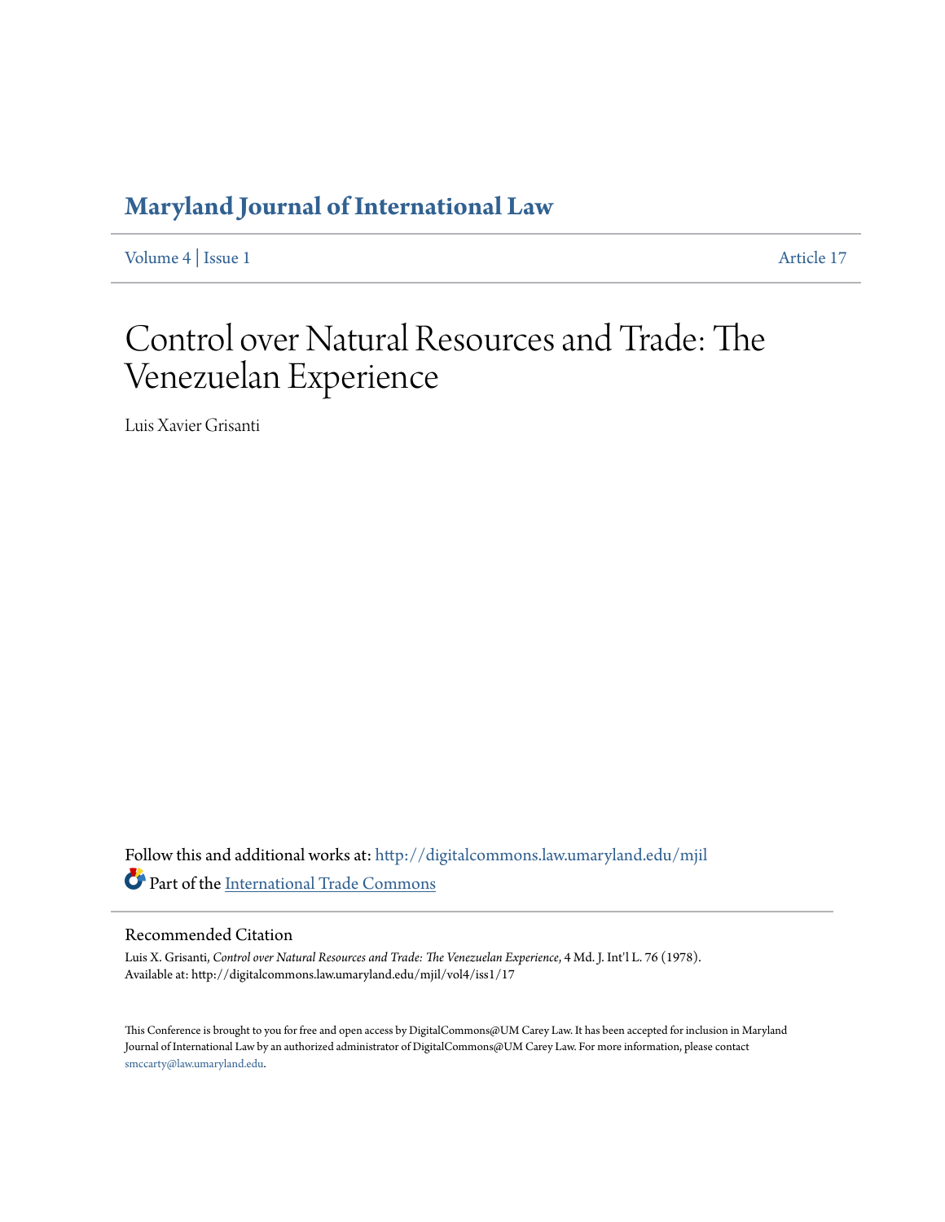# Maryland Journal of International Law

Volume 4 | Issue 1 Article 17

# Control over Natural Resources and Trade: The Venezuelan Experience

Luis Xavier Grisanti

Follow this and additional works at: http://digitalcommons.law.umaryland.edu/mjil

Part of the International Trade Commons

## Recommended Citation

Luis X. Grisanti, *Control over Natural Resources and Trade: The Venezuelan Experience*, 4 Md. J. Int'l L. 76 (1978).
Available at: http://digitalcommons.law.umaryland.edu/mjil/vol4/iss1/17

This Conference is brought to you for free and open access by DigitalCommons@UM Carey Law. It has been accepted for inclusion in Maryland Journal of International Law by an authorized administrator of DigitalCommons@UM Carey Law. For more information, please contact smccarty@law.umaryland.edu.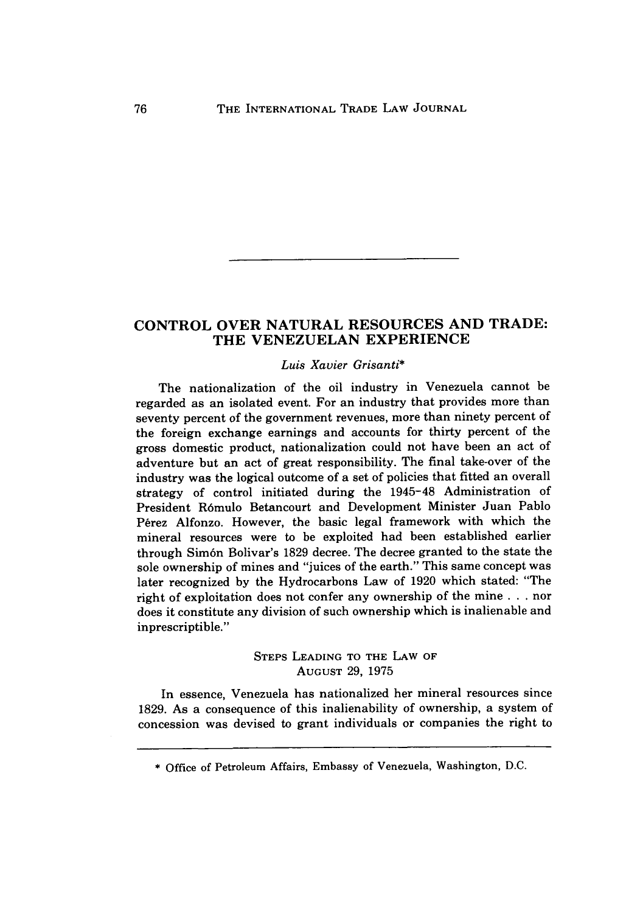# CONTROL OVER NATURAL RESOURCES AND TRADE: THE VENEZUELAN EXPERIENCE

*Luis Xavier Grisanti**

The nationalization of the oil industry in Venezuela cannot be regarded as an isolated event. For an industry that provides more than seventy percent of the government revenues, more than ninety percent of the foreign exchange earnings and accounts for thirty percent of the gross domestic product, nationalization could not have been an act of adventure but an act of great responsibility. The final take-over of the industry was the logical outcome of a set of policies that fitted an overall strategy of control initiated during the 1945-48 Administration of President Rómulo Betancourt and Development Minister Juan Pablo Pérez Alfonzo. However, the basic legal framework with which the mineral resources were to be exploited had been established earlier through Simón Bolivar's 1829 decree. The decree granted to the state the sole ownership of mines and "juices of the earth." This same concept was later recognized by the Hydrocarbons Law of 1920 which stated: "The right of exploitation does not confer any ownership of the mine . . . nor does it constitute any division of such ownership which is inalienable and inprescriptible."

## STEPS LEADING TO THE LAW OF AUGUST 29, 1975

In essence, Venezuela has nationalized her mineral resources since 1829. As a consequence of this inalienability of ownership, a system of concession was devised to grant individuals or companies the right to

---

\* Office of Petroleum Affairs, Embassy of Venezuela, Washington, D.C.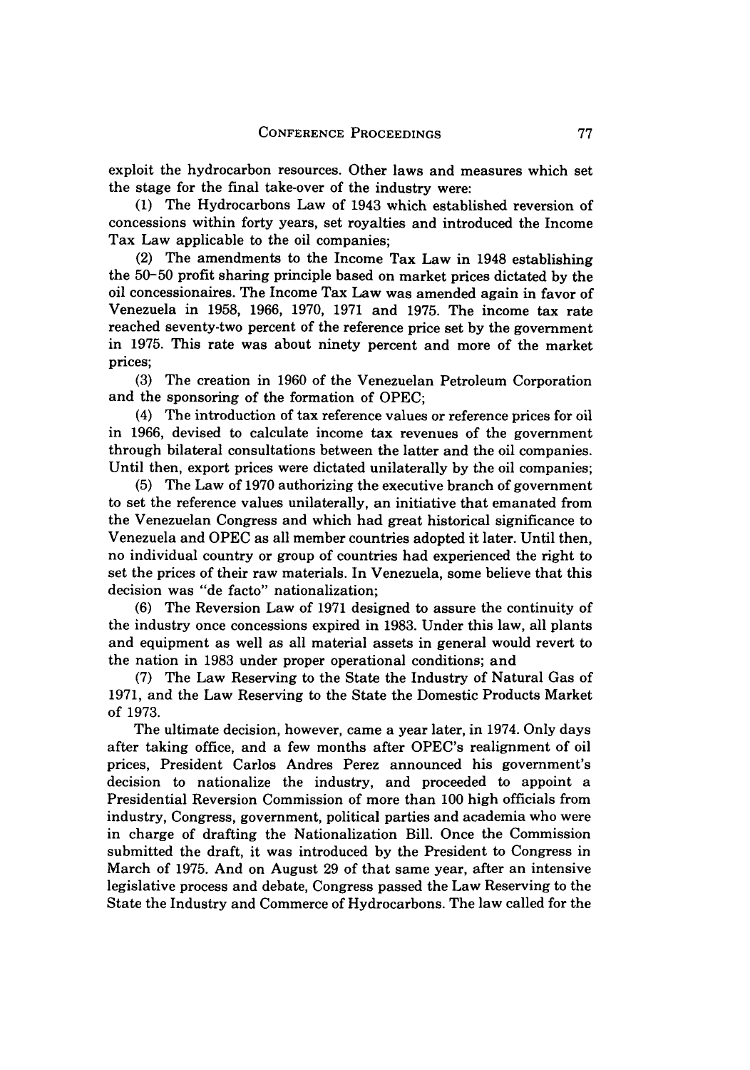exploit the hydrocarbon resources. Other laws and measures which set the stage for the final take-over of the industry were:

(1) The Hydrocarbons Law of 1943 which established reversion of concessions within forty years, set royalties and introduced the Income Tax Law applicable to the oil companies;

(2) The amendments to the Income Tax Law in 1948 establishing the 50–50 profit sharing principle based on market prices dictated by the oil concessionaires. The Income Tax Law was amended again in favor of Venezuela in 1958, 1966, 1970, 1971 and 1975. The income tax rate reached seventy-two percent of the reference price set by the government in 1975. This rate was about ninety percent and more of the market prices;

(3) The creation in 1960 of the Venezuelan Petroleum Corporation and the sponsoring of the formation of OPEC;

(4) The introduction of tax reference values or reference prices for oil in 1966, devised to calculate income tax revenues of the government through bilateral consultations between the latter and the oil companies. Until then, export prices were dictated unilaterally by the oil companies;

(5) The Law of 1970 authorizing the executive branch of government to set the reference values unilaterally, an initiative that emanated from the Venezuelan Congress and which had great historical significance to Venezuela and OPEC as all member countries adopted it later. Until then, no individual country or group of countries had experienced the right to set the prices of their raw materials. In Venezuela, some believe that this decision was "de facto" nationalization;

(6) The Reversion Law of 1971 designed to assure the continuity of the industry once concessions expired in 1983. Under this law, all plants and equipment as well as all material assets in general would revert to the nation in 1983 under proper operational conditions; and

(7) The Law Reserving to the State the Industry of Natural Gas of 1971, and the Law Reserving to the State the Domestic Products Market of 1973.

The ultimate decision, however, came a year later, in 1974. Only days after taking office, and a few months after OPEC's realignment of oil prices, President Carlos Andres Perez announced his government's decision to nationalize the industry, and proceeded to appoint a Presidential Reversion Commission of more than 100 high officials from industry, Congress, government, political parties and academia who were in charge of drafting the Nationalization Bill. Once the Commission submitted the draft, it was introduced by the President to Congress in March of 1975. And on August 29 of that same year, after an intensive legislative process and debate, Congress passed the Law Reserving to the State the Industry and Commerce of Hydrocarbons. The law called for the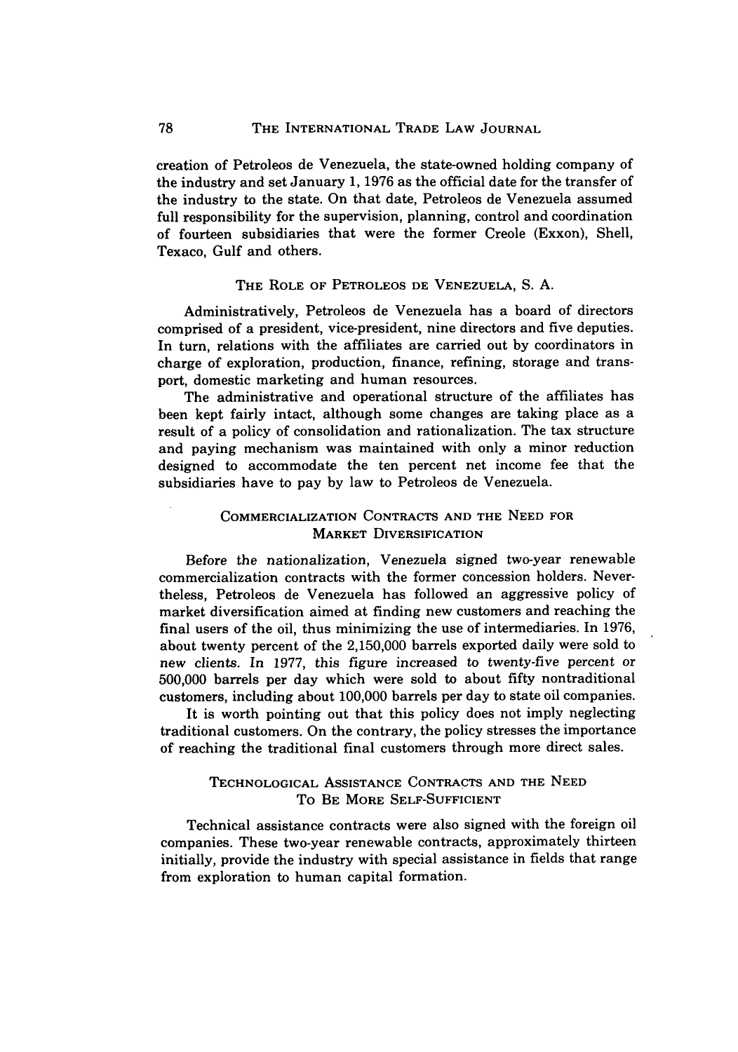creation of Petroleos de Venezuela, the state-owned holding company of the industry and set January 1, 1976 as the official date for the transfer of the industry to the state. On that date, Petroleos de Venezuela assumed full responsibility for the supervision, planning, control and coordination of fourteen subsidiaries that were the former Creole (Exxon), Shell, Texaco, Gulf and others.

## THE ROLE OF PETROLEOS DE VENEZUELA, S. A.

Administratively, Petroleos de Venezuela has a board of directors comprised of a president, vice-president, nine directors and five deputies. In turn, relations with the affiliates are carried out by coordinators in charge of exploration, production, finance, refining, storage and transport, domestic marketing and human resources.

The administrative and operational structure of the affiliates has been kept fairly intact, although some changes are taking place as a result of a policy of consolidation and rationalization. The tax structure and paying mechanism was maintained with only a minor reduction designed to accommodate the ten percent net income fee that the subsidiaries have to pay by law to Petroleos de Venezuela.

## COMMERCIALIZATION CONTRACTS AND THE NEED FOR MARKET DIVERSIFICATION

Before the nationalization, Venezuela signed two-year renewable commercialization contracts with the former concession holders. Nevertheless, Petroleos de Venezuela has followed an aggressive policy of market diversification aimed at finding new customers and reaching the final users of the oil, thus minimizing the use of intermediaries. In 1976, about twenty percent of the 2,150,000 barrels exported daily were sold to new clients. In 1977, this figure increased to twenty-five percent or 500,000 barrels per day which were sold to about fifty nontraditional customers, including about 100,000 barrels per day to state oil companies.

It is worth pointing out that this policy does not imply neglecting traditional customers. On the contrary, the policy stresses the importance of reaching the traditional final customers through more direct sales.

## TECHNOLOGICAL ASSISTANCE CONTRACTS AND THE NEED TO BE MORE SELF-SUFFICIENT

Technical assistance contracts were also signed with the foreign oil companies. These two-year renewable contracts, approximately thirteen initially, provide the industry with special assistance in fields that range from exploration to human capital formation.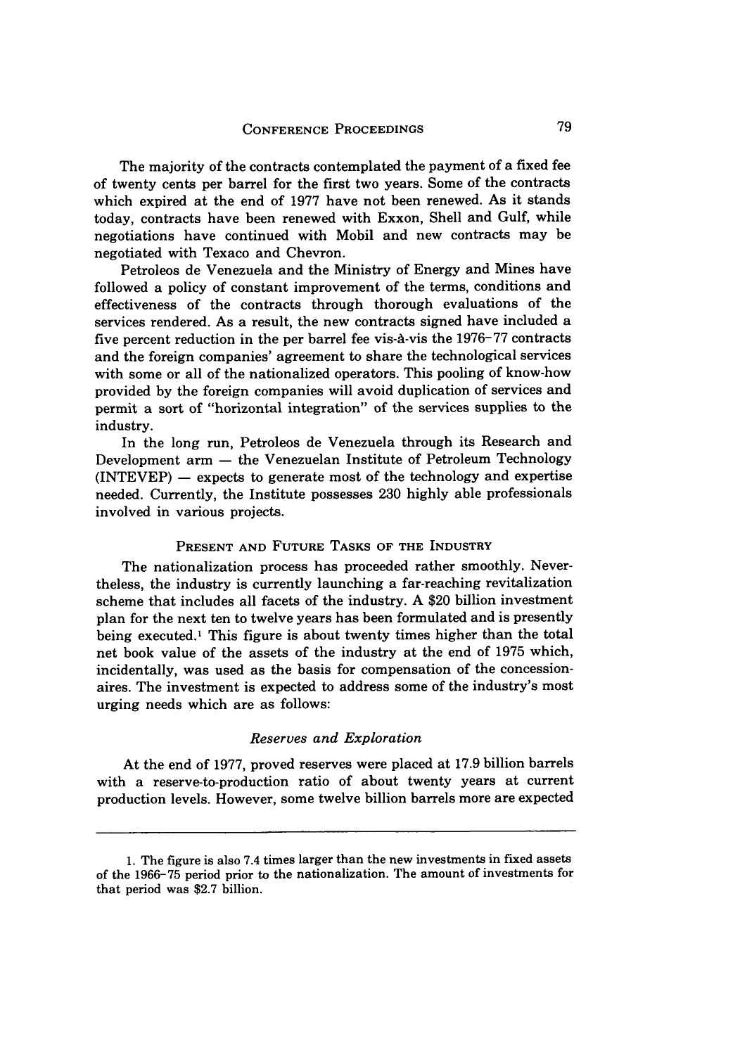The majority of the contracts contemplated the payment of a fixed fee of twenty cents per barrel for the first two years. Some of the contracts which expired at the end of 1977 have not been renewed. As it stands today, contracts have been renewed with Exxon, Shell and Gulf, while negotiations have continued with Mobil and new contracts may be negotiated with Texaco and Chevron.

Petroleos de Venezuela and the Ministry of Energy and Mines have followed a policy of constant improvement of the terms, conditions and effectiveness of the contracts through thorough evaluations of the services rendered. As a result, the new contracts signed have included a five percent reduction in the per barrel fee vis-à-vis the 1976–77 contracts and the foreign companies' agreement to share the technological services with some or all of the nationalized operators. This pooling of know-how provided by the foreign companies will avoid duplication of services and permit a sort of "horizontal integration" of the services supplies to the industry.

In the long run, Petroleos de Venezuela through its Research and Development arm — the Venezuelan Institute of Petroleum Technology (INTEVEP) — expects to generate most of the technology and expertise needed. Currently, the Institute possesses 230 highly able professionals involved in various projects.

## Present and Future Tasks of the Industry

The nationalization process has proceeded rather smoothly. Nevertheless, the industry is currently launching a far-reaching revitalization scheme that includes all facets of the industry. A $20 billion investment plan for the next ten to twelve years has been formulated and is presently being executed.[1] This figure is about twenty times higher than the total net book value of the assets of the industry at the end of 1975 which, incidentally, was used as the basis for compensation of the concessionaires. The investment is expected to address some of the industry's most urging needs which are as follows:

### *Reserves and Exploration*

At the end of 1977, proved reserves were placed at 17.9 billion barrels with a reserve-to-production ratio of about twenty years at current production levels. However, some twelve billion barrels more are expected

---

1. The figure is also 7.4 times larger than the new investments in fixed assets of the 1966–75 period prior to the nationalization. The amount of investments for that period was $2.7 billion.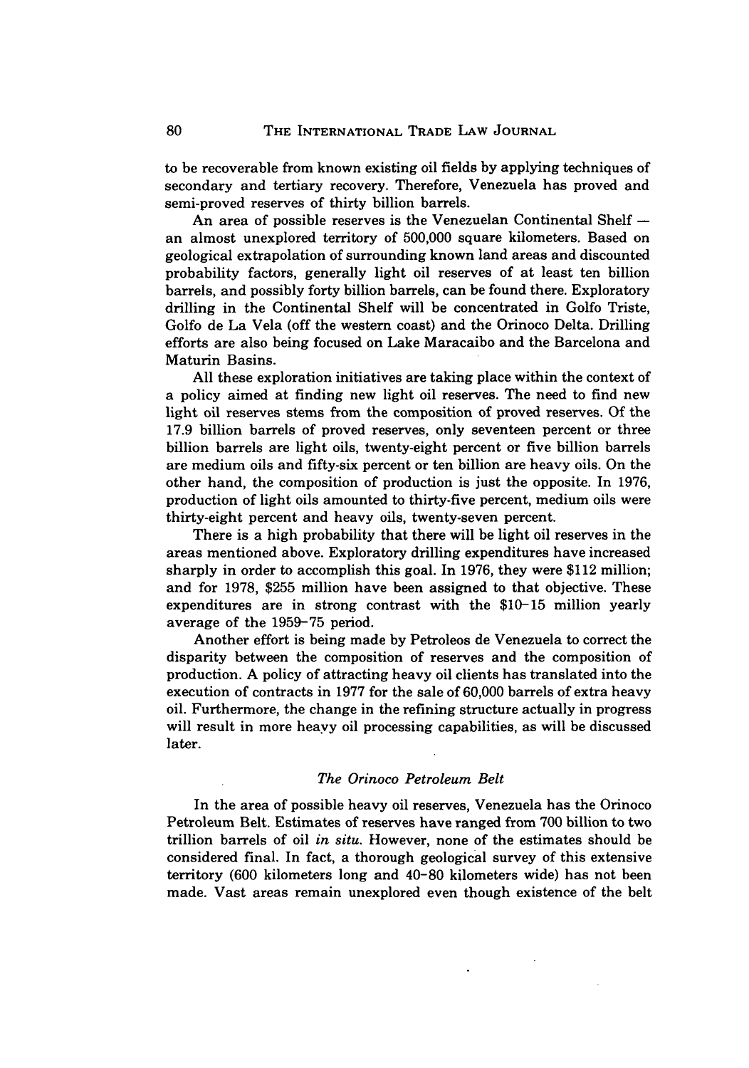to be recoverable from known existing oil fields by applying techniques of secondary and tertiary recovery. Therefore, Venezuela has proved and semi-proved reserves of thirty billion barrels.

An area of possible reserves is the Venezuelan Continental Shelf — an almost unexplored territory of 500,000 square kilometers. Based on geological extrapolation of surrounding known land areas and discounted probability factors, generally light oil reserves of at least ten billion barrels, and possibly forty billion barrels, can be found there. Exploratory drilling in the Continental Shelf will be concentrated in Golfo Triste, Golfo de La Vela (off the western coast) and the Orinoco Delta. Drilling efforts are also being focused on Lake Maracaibo and the Barcelona and Maturin Basins.

All these exploration initiatives are taking place within the context of a policy aimed at finding new light oil reserves. The need to find new light oil reserves stems from the composition of proved reserves. Of the 17.9 billion barrels of proved reserves, only seventeen percent or three billion barrels are light oils, twenty-eight percent or five billion barrels are medium oils and fifty-six percent or ten billion are heavy oils. On the other hand, the composition of production is just the opposite. In 1976, production of light oils amounted to thirty-five percent, medium oils were thirty-eight percent and heavy oils, twenty-seven percent.

There is a high probability that there will be light oil reserves in the areas mentioned above. Exploratory drilling expenditures have increased sharply in order to accomplish this goal. In 1976, they were $112 million; and for 1978, $255 million have been assigned to that objective. These expenditures are in strong contrast with the $10–15 million yearly average of the 1959–75 period.

Another effort is being made by Petroleos de Venezuela to correct the disparity between the composition of reserves and the composition of production. A policy of attracting heavy oil clients has translated into the execution of contracts in 1977 for the sale of 60,000 barrels of extra heavy oil. Furthermore, the change in the refining structure actually in progress will result in more heavy oil processing capabilities, as will be discussed later.

### *The Orinoco Petroleum Belt*

In the area of possible heavy oil reserves, Venezuela has the Orinoco Petroleum Belt. Estimates of reserves have ranged from 700 billion to two trillion barrels of oil *in situ*. However, none of the estimates should be considered final. In fact, a thorough geological survey of this extensive territory (600 kilometers long and 40–80 kilometers wide) has not been made. Vast areas remain unexplored even though existence of the belt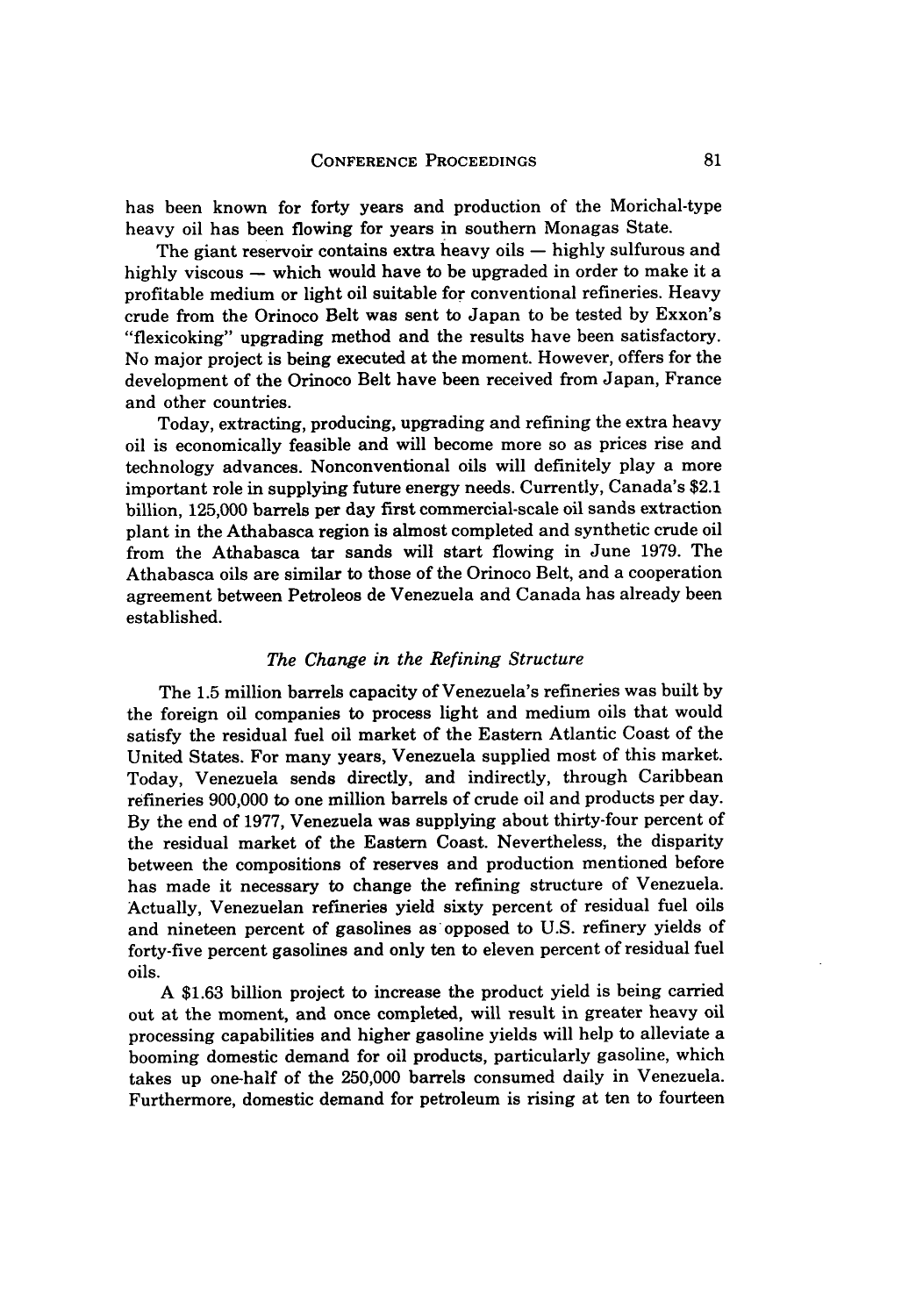has been known for forty years and production of the Morichal-type heavy oil has been flowing for years in southern Monagas State.

The giant reservoir contains extra heavy oils — highly sulfurous and highly viscous — which would have to be upgraded in order to make it a profitable medium or light oil suitable for conventional refineries. Heavy crude from the Orinoco Belt was sent to Japan to be tested by Exxon's "flexicoking" upgrading method and the results have been satisfactory. No major project is being executed at the moment. However, offers for the development of the Orinoco Belt have been received from Japan, France and other countries.

Today, extracting, producing, upgrading and refining the extra heavy oil is economically feasible and will become more so as prices rise and technology advances. Nonconventional oils will definitely play a more important role in supplying future energy needs. Currently, Canada's $2.1 billion, 125,000 barrels per day first commercial-scale oil sands extraction plant in the Athabasca region is almost completed and synthetic crude oil from the Athabasca tar sands will start flowing in June 1979. The Athabasca oils are similar to those of the Orinoco Belt, and a cooperation agreement between Petroleos de Venezuela and Canada has already been established.

### *The Change in the Refining Structure*

The 1.5 million barrels capacity of Venezuela's refineries was built by the foreign oil companies to process light and medium oils that would satisfy the residual fuel oil market of the Eastern Atlantic Coast of the United States. For many years, Venezuela supplied most of this market. Today, Venezuela sends directly, and indirectly, through Caribbean refineries 900,000 to one million barrels of crude oil and products per day. By the end of 1977, Venezuela was supplying about thirty-four percent of the residual market of the Eastern Coast. Nevertheless, the disparity between the compositions of reserves and production mentioned before has made it necessary to change the refining structure of Venezuela. Actually, Venezuelan refineries yield sixty percent of residual fuel oils and nineteen percent of gasolines as opposed to U.S. refinery yields of forty-five percent gasolines and only ten to eleven percent of residual fuel oils.

A $1.63 billion project to increase the product yield is being carried out at the moment, and once completed, will result in greater heavy oil processing capabilities and higher gasoline yields will help to alleviate a booming domestic demand for oil products, particularly gasoline, which takes up one-half of the 250,000 barrels consumed daily in Venezuela. Furthermore, domestic demand for petroleum is rising at ten to fourteen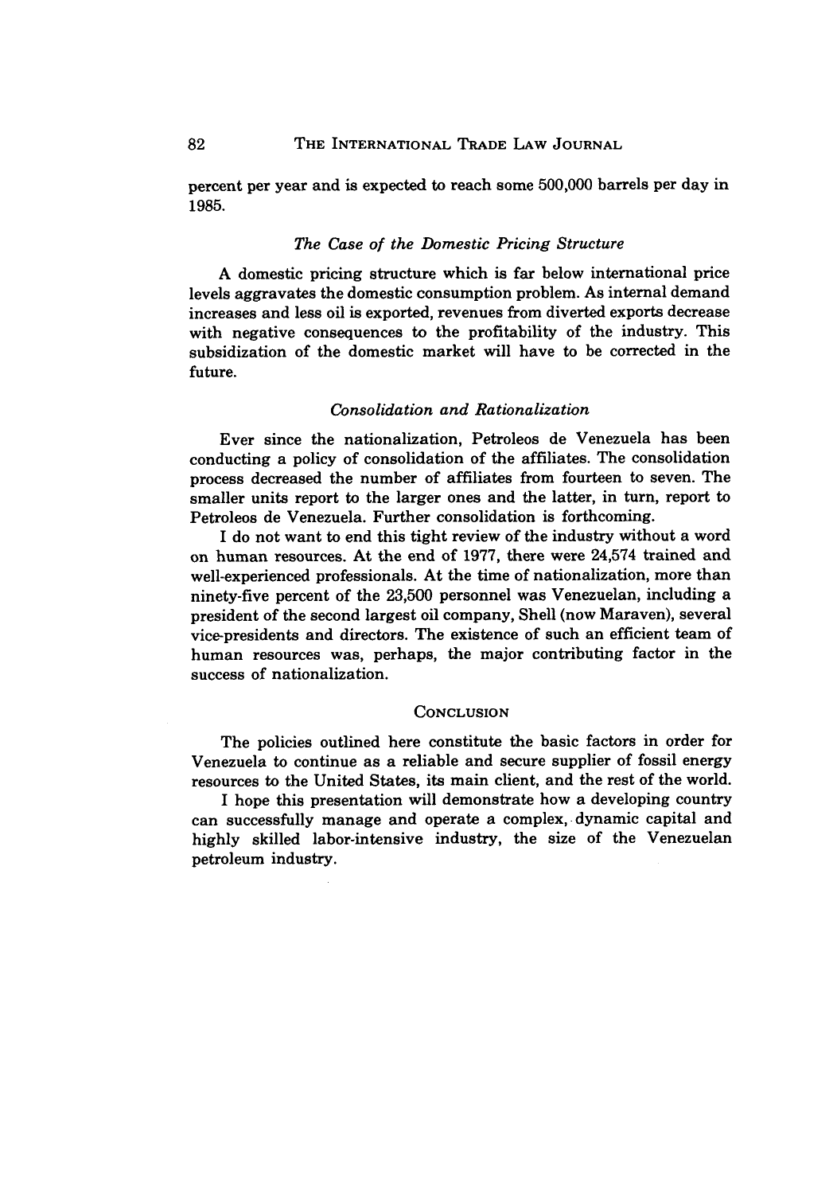percent per year and is expected to reach some 500,000 barrels per day in 1985.

### *The Case of the Domestic Pricing Structure*

A domestic pricing structure which is far below international price levels aggravates the domestic consumption problem. As internal demand increases and less oil is exported, revenues from diverted exports decrease with negative consequences to the profitability of the industry. This subsidization of the domestic market will have to be corrected in the future.

### *Consolidation and Rationalization*

Ever since the nationalization, Petroleos de Venezuela has been conducting a policy of consolidation of the affiliates. The consolidation process decreased the number of affiliates from fourteen to seven. The smaller units report to the larger ones and the latter, in turn, report to Petroleos de Venezuela. Further consolidation is forthcoming.

I do not want to end this tight review of the industry without a word on human resources. At the end of 1977, there were 24,574 trained and well-experienced professionals. At the time of nationalization, more than ninety-five percent of the 23,500 personnel was Venezuelan, including a president of the second largest oil company, Shell (now Maraven), several vice-presidents and directors. The existence of such an efficient team of human resources was, perhaps, the major contributing factor in the success of nationalization.

## Conclusion

The policies outlined here constitute the basic factors in order for Venezuela to continue as a reliable and secure supplier of fossil energy resources to the United States, its main client, and the rest of the world.

I hope this presentation will demonstrate how a developing country can successfully manage and operate a complex, dynamic capital and highly skilled labor-intensive industry, the size of the Venezuelan petroleum industry.